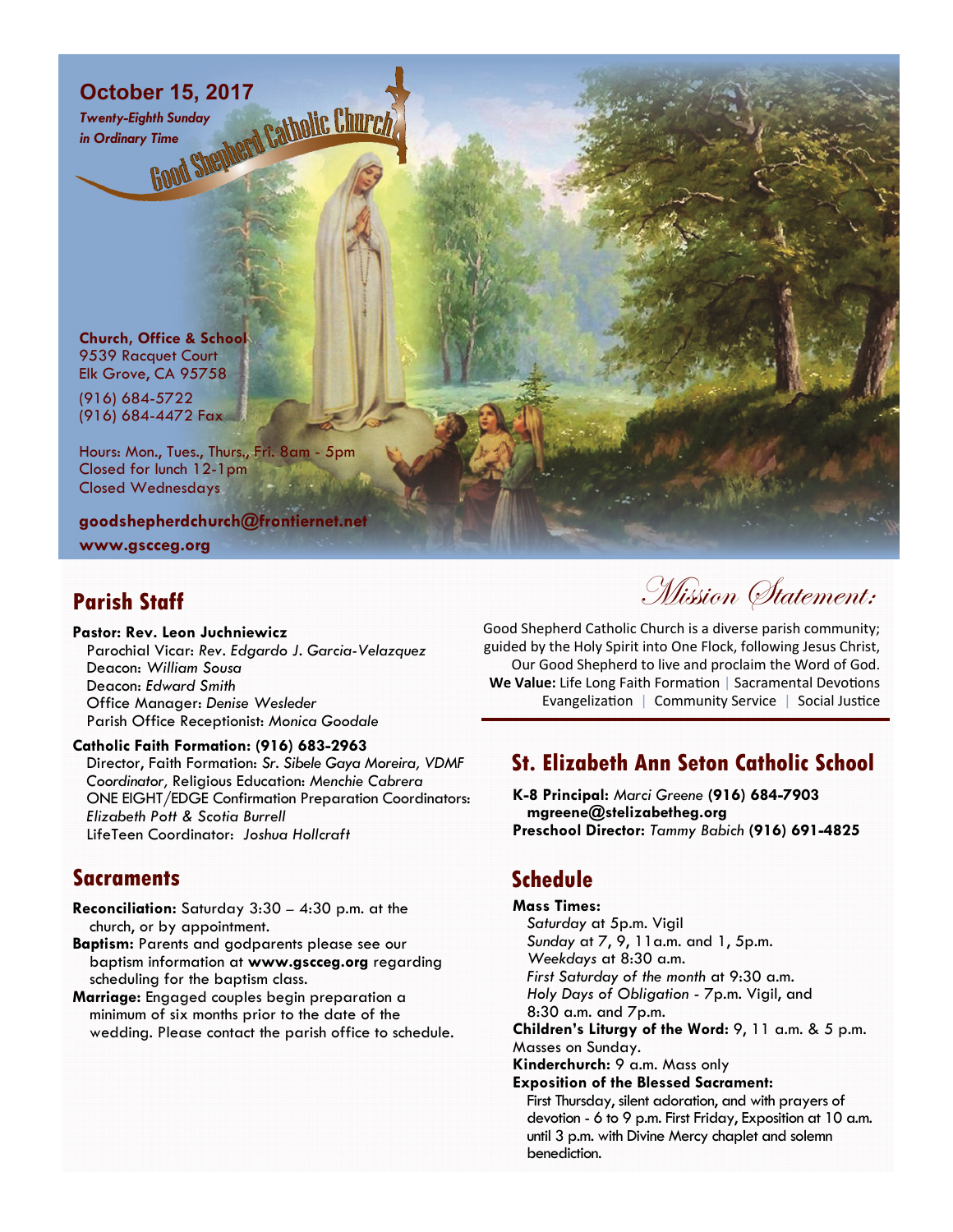# Good Shepherd Catholic Church

**October 15, 2017**

*Twenty-Eighth Sunday in Ordinary Time*

**Church, Office & School**
9539 Racquet Court
Elk Grove, CA 95758

(916) 684-5722
(916) 684-4472 Fax

Hours: Mon., Tues., Thurs., Fri. 8am - 5pm
Closed for lunch 12-1pm
Closed Wednesdays

**goodshepherdchurch@frontiernet.net**
**www.gscceg.org**

## Parish Staff

**Pastor: Rev. Leon Juchniewicz**
Parochial Vicar: *Rev. Edgardo J. Garcia-Velazquez*
Deacon: *William Sousa*
Deacon: *Edward Smith*
Office Manager: *Denise Wesleder*
Parish Office Receptionist: *Monica Goodale*

**Catholic Faith Formation: (916) 683-2963**
Director, Faith Formation: *Sr. Sibele Gaya Moreira, VDMF*
*Coordinator,* Religious Education: *Menchie Cabrera*
ONE EIGHT/EDGE Confirmation Preparation Coordinators: *Elizabeth Pott & Scotia Burrell*
LifeTeen Coordinator: *Joshua Hollcraft*

## Sacraments

**Reconciliation:** Saturday 3:30 – 4:30 p.m. at the church, or by appointment.

**Baptism:** Parents and godparents please see our baptism information at **www.gscceg.org** regarding scheduling for the baptism class.

**Marriage:** Engaged couples begin preparation a minimum of six months prior to the date of the wedding. Please contact the parish office to schedule.

## Mission Statement:

Good Shepherd Catholic Church is a diverse parish community; guided by the Holy Spirit into One Flock, following Jesus Christ, Our Good Shepherd to live and proclaim the Word of God.

**We Value:** Life Long Faith Formation | Sacramental Devotions | Evangelization | Community Service | Social Justice

## St. Elizabeth Ann Seton Catholic School

**K-8 Principal:** *Marci Greene* **(916) 684-7903**
**mgreene@stelizabetheg.org**
**Preschool Director:** *Tammy Babich* **(916) 691-4825**

## Schedule

**Mass Times:**
*Saturday* at 5p.m. Vigil
*Sunday* at 7, 9, 11a.m. and 1, 5p.m.
*Weekdays* at 8:30 a.m.
*First Saturday of the month* at 9:30 a.m.
*Holy Days of Obligation* - 7p.m. Vigil, and 8:30 a.m. and 7p.m.

**Children's Liturgy of the Word:** 9, 11 a.m. & 5 p.m. Masses on Sunday.

**Kinderchurch:** 9 a.m. Mass only

**Exposition of the Blessed Sacrament:**
First Thursday, silent adoration, and with prayers of devotion - 6 to 9 p.m. First Friday, Exposition at 10 a.m. until 3 p.m. with Divine Mercy chaplet and solemn benediction.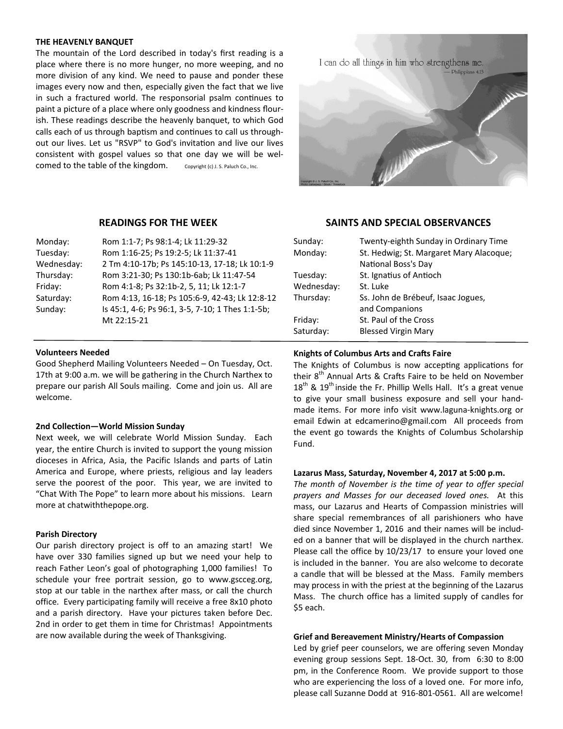**THE HEAVENLY BANQUET**

The mountain of the Lord described in today's first reading is a place where there is no more hunger, no more weeping, and no more division of any kind. We need to pause and ponder these images every now and then, especially given the fact that we live in such a fractured world. The responsorial psalm continues to paint a picture of a place where only goodness and kindness flourish. These readings describe the heavenly banquet, to which God calls each of us through baptism and continues to call us throughout our lives. Let us "RSVP" to God's invitation and live our lives consistent with gospel values so that one day we will be welcomed to the table of the kingdom. Copyright (c) J. S. Paluch Co., Inc.

I can do all things in him who strengthens me.
— Philippians 4:13

## READINGS FOR THE WEEK

| | |
|---|---|
| Monday: | Rom 1:1-7; Ps 98:1-4; Lk 11:29-32 |
| Tuesday: | Rom 1:16-25; Ps 19:2-5; Lk 11:37-41 |
| Wednesday: | 2 Tm 4:10-17b; Ps 145:10-13, 17-18; Lk 10:1-9 |
| Thursday: | Rom 3:21-30; Ps 130:1b-6ab; Lk 11:47-54 |
| Friday: | Rom 4:1-8; Ps 32:1b-2, 5, 11; Lk 12:1-7 |
| Saturday: | Rom 4:13, 16-18; Ps 105:6-9, 42-43; Lk 12:8-12 |
| Sunday: | Is 45:1, 4-6; Ps 96:1, 3-5, 7-10; 1 Thes 1:1-5b; Mt 22:15-21 |

## SAINTS AND SPECIAL OBSERVANCES

| | |
|---|---|
| Sunday: | Twenty-eighth Sunday in Ordinary Time |
| Monday: | St. Hedwig; St. Margaret Mary Alacoque; National Boss's Day |
| Tuesday: | St. Ignatius of Antioch |
| Wednesday: | St. Luke |
| Thursday: | Ss. John de Brébeuf, Isaac Jogues, and Companions |
| Friday: | St. Paul of the Cross |
| Saturday: | Blessed Virgin Mary |

**Volunteers Needed**

Good Shepherd Mailing Volunteers Needed – On Tuesday, Oct. 17th at 9:00 a.m. we will be gathering in the Church Narthex to prepare our parish All Souls mailing. Come and join us. All are welcome.

**2nd Collection—World Mission Sunday**

Next week, we will celebrate World Mission Sunday. Each year, the entire Church is invited to support the young mission dioceses in Africa, Asia, the Pacific Islands and parts of Latin America and Europe, where priests, religious and lay leaders serve the poorest of the poor. This year, we are invited to "Chat With The Pope" to learn more about his missions. Learn more at chatwiththepope.org.

**Parish Directory**

Our parish directory project is off to an amazing start! We have over 330 families signed up but we need your help to reach Father Leon's goal of photographing 1,000 families! To schedule your free portrait session, go to www.gscceg.org, stop at our table in the narthex after mass, or call the church office. Every participating family will receive a free 8x10 photo and a parish directory. Have your pictures taken before Dec. 2nd in order to get them in time for Christmas! Appointments are now available during the week of Thanksgiving.

**Knights of Columbus Arts and Crafts Faire**

The Knights of Columbus is now accepting applications for their 8th Annual Arts & Crafts Faire to be held on November 18th & 19th inside the Fr. Phillip Wells Hall. It's a great venue to give your small business exposure and sell your handmade items. For more info visit www.laguna-knights.org or email Edwin at edcamerino@gmail.com All proceeds from the event go towards the Knights of Columbus Scholarship Fund.

**Lazarus Mass, Saturday, November 4, 2017 at 5:00 p.m.**

*The month of November is the time of year to offer special prayers and Masses for our deceased loved ones.* At this mass, our Lazarus and Hearts of Compassion ministries will share special remembrances of all parishioners who have died since November 1, 2016 and their names will be included on a banner that will be displayed in the church narthex. Please call the office by 10/23/17 to ensure your loved one is included in the banner. You are also welcome to decorate a candle that will be blessed at the Mass. Family members may process in with the priest at the beginning of the Lazarus Mass. The church office has a limited supply of candles for $5 each.

**Grief and Bereavement Ministry/Hearts of Compassion**

Led by grief peer counselors, we are offering seven Monday evening group sessions Sept. 18-Oct. 30, from 6:30 to 8:00 pm, in the Conference Room. We provide support to those who are experiencing the loss of a loved one. For more info, please call Suzanne Dodd at 916-801-0561. All are welcome!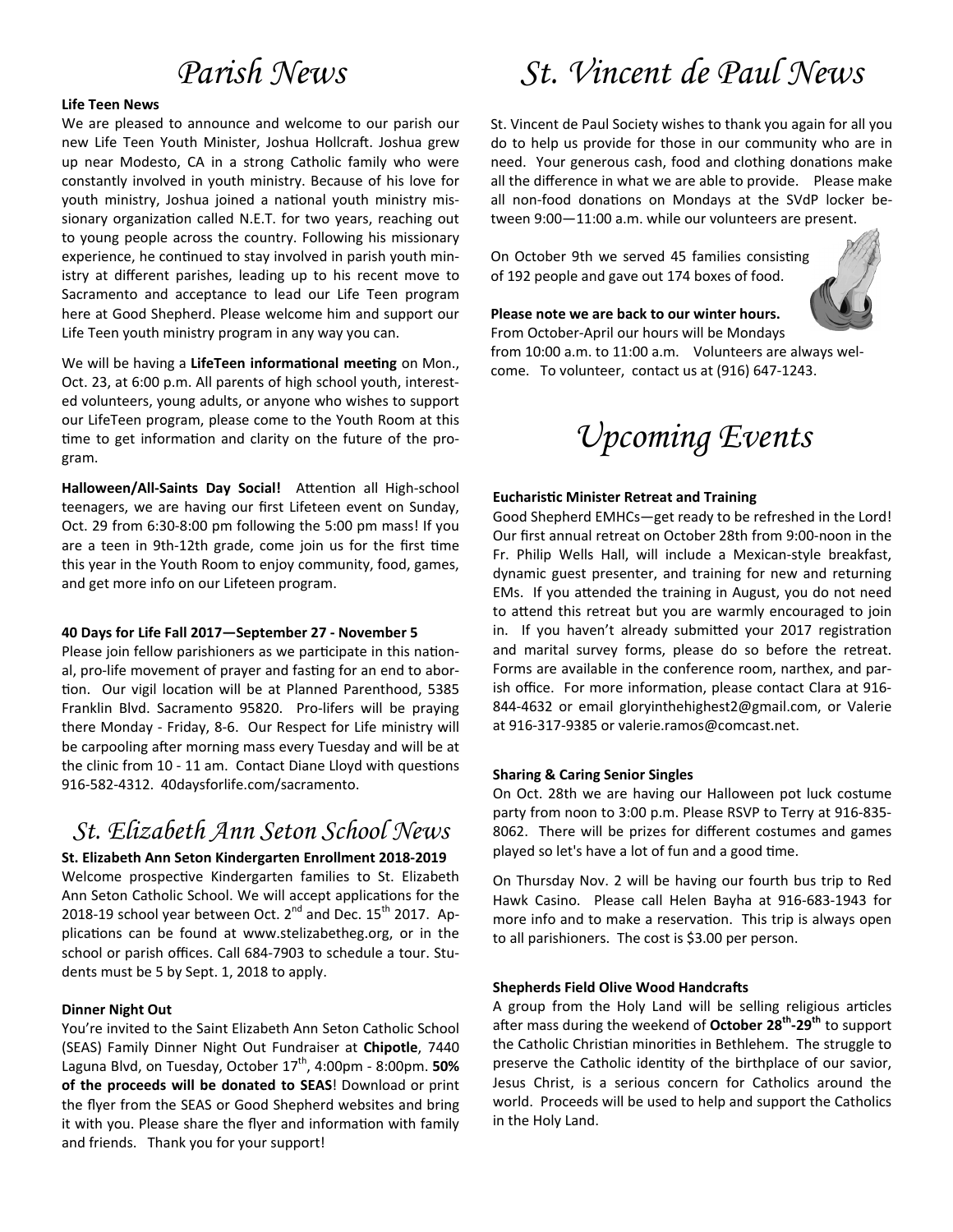# Parish News

**Life Teen News**

We are pleased to announce and welcome to our parish our new Life Teen Youth Minister, Joshua Hollcraft. Joshua grew up near Modesto, CA in a strong Catholic family who were constantly involved in youth ministry. Because of his love for youth ministry, Joshua joined a national youth ministry missionary organization called N.E.T. for two years, reaching out to young people across the country. Following his missionary experience, he continued to stay involved in parish youth ministry at different parishes, leading up to his recent move to Sacramento and acceptance to lead our Life Teen program here at Good Shepherd. Please welcome him and support our Life Teen youth ministry program in any way you can.

We will be having a **LifeTeen informational meeting** on Mon., Oct. 23, at 6:00 p.m. All parents of high school youth, interested volunteers, young adults, or anyone who wishes to support our LifeTeen program, please come to the Youth Room at this time to get information and clarity on the future of the program.

**Halloween/All-Saints Day Social!** Attention all High-school teenagers, we are having our first Lifeteen event on Sunday, Oct. 29 from 6:30-8:00 pm following the 5:00 pm mass! If you are a teen in 9th-12th grade, come join us for the first time this year in the Youth Room to enjoy community, food, games, and get more info on our Lifeteen program.

**40 Days for Life Fall 2017—September 27 - November 5**

Please join fellow parishioners as we participate in this national, pro-life movement of prayer and fasting for an end to abortion. Our vigil location will be at Planned Parenthood, 5385 Franklin Blvd. Sacramento 95820. Pro-lifers will be praying there Monday - Friday, 8-6. Our Respect for Life ministry will be carpooling after morning mass every Tuesday and will be at the clinic from 10 - 11 am. Contact Diane Lloyd with questions 916-582-4312. 40daysforlife.com/sacramento.

# St. Elizabeth Ann Seton School News

**St. Elizabeth Ann Seton Kindergarten Enrollment 2018-2019**

Welcome prospective Kindergarten families to St. Elizabeth Ann Seton Catholic School. We will accept applications for the 2018-19 school year between Oct. 2nd and Dec. 15th 2017. Applications can be found at www.stelizabetheg.org, or in the school or parish offices. Call 684-7903 to schedule a tour. Students must be 5 by Sept. 1, 2018 to apply.

**Dinner Night Out**

You're invited to the Saint Elizabeth Ann Seton Catholic School (SEAS) Family Dinner Night Out Fundraiser at **Chipotle**, 7440 Laguna Blvd, on Tuesday, October 17th, 4:00pm - 8:00pm. **50% of the proceeds will be donated to SEAS**! Download or print the flyer from the SEAS or Good Shepherd websites and bring it with you. Please share the flyer and information with family and friends. Thank you for your support!

# St. Vincent de Paul News

St. Vincent de Paul Society wishes to thank you again for all you do to help us provide for those in our community who are in need. Your generous cash, food and clothing donations make all the difference in what we are able to provide. Please make all non-food donations on Mondays at the SVdP locker between 9:00—11:00 a.m. while our volunteers are present.

On October 9th we served 45 families consisting of 192 people and gave out 174 boxes of food.

**Please note we are back to our winter hours.** From October-April our hours will be Mondays from 10:00 a.m. to 11:00 a.m. Volunteers are always welcome. To volunteer, contact us at (916) 647-1243.

# Upcoming Events

**Eucharistic Minister Retreat and Training**

Good Shepherd EMHCs—get ready to be refreshed in the Lord! Our first annual retreat on October 28th from 9:00-noon in the Fr. Philip Wells Hall, will include a Mexican-style breakfast, dynamic guest presenter, and training for new and returning EMs. If you attended the training in August, you do not need to attend this retreat but you are warmly encouraged to join in. If you haven't already submitted your 2017 registration and marital survey forms, please do so before the retreat. Forms are available in the conference room, narthex, and parish office. For more information, please contact Clara at 916-844-4632 or email gloryinthehighest2@gmail.com, or Valerie at 916-317-9385 or valerie.ramos@comcast.net.

**Sharing & Caring Senior Singles**

On Oct. 28th we are having our Halloween pot luck costume party from noon to 3:00 p.m. Please RSVP to Terry at 916-835-8062. There will be prizes for different costumes and games played so let's have a lot of fun and a good time.

On Thursday Nov. 2 will be having our fourth bus trip to Red Hawk Casino. Please call Helen Bayha at 916-683-1943 for more info and to make a reservation. This trip is always open to all parishioners. The cost is $3.00 per person.

**Shepherds Field Olive Wood Handcrafts**

A group from the Holy Land will be selling religious articles after mass during the weekend of **October 28th-29th** to support the Catholic Christian minorities in Bethlehem. The struggle to preserve the Catholic identity of the birthplace of our savior, Jesus Christ, is a serious concern for Catholics around the world. Proceeds will be used to help and support the Catholics in the Holy Land.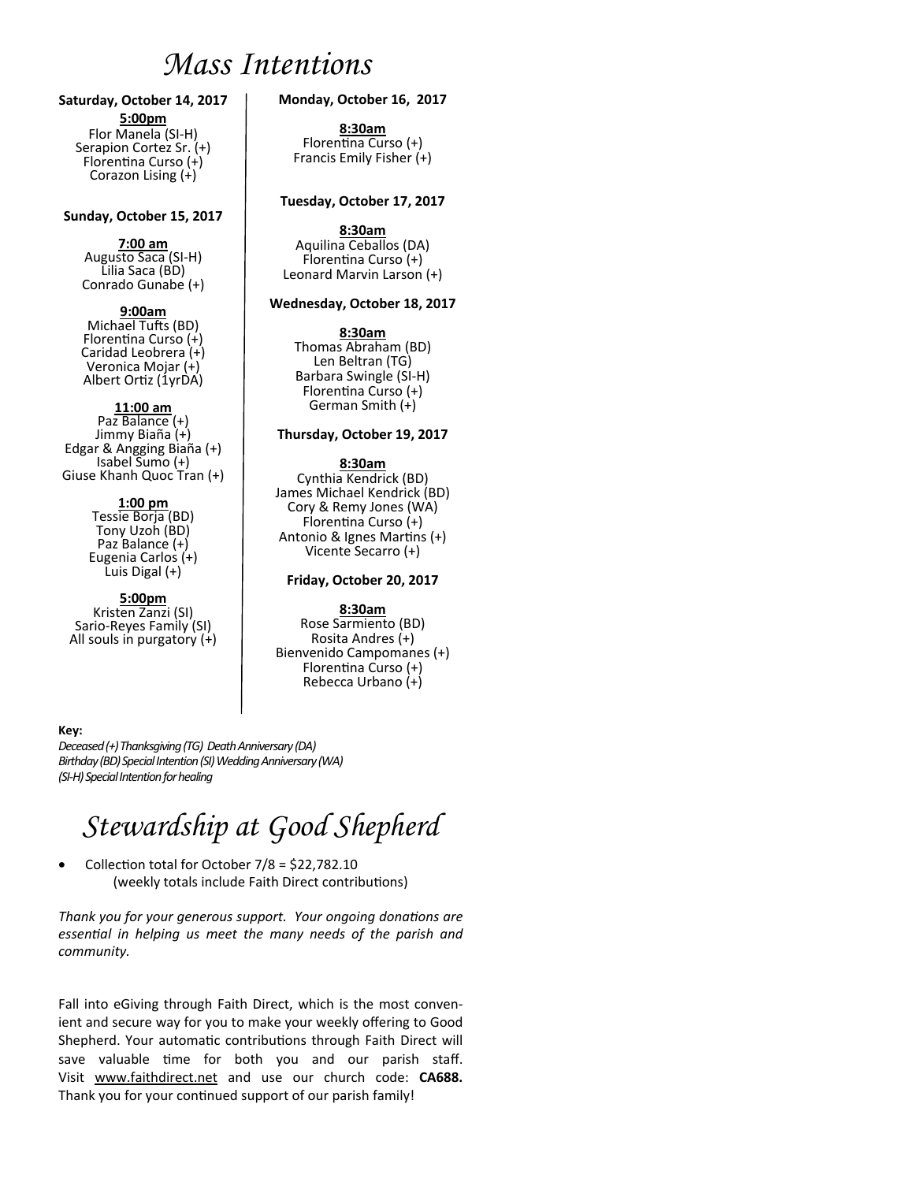# Mass Intentions

**Saturday, October 14, 2017**

**5:00pm**
Flor Manela (SI-H)
Serapion Cortez Sr. (+)
Florentina Curso (+)
Corazon Lising (+)

**Sunday, October 15, 2017**

**7:00 am**
Augusto Saca (SI-H)
Lilia Saca (BD)
Conrado Gunabe (+)

**9:00am**
Michael Tufts (BD)
Florentina Curso (+)
Caridad Leobrera (+)
Veronica Mojar (+)
Albert Ortiz (1yrDA)

**11:00 am**
Paz Balance (+)
Jimmy Biaña (+)
Edgar & Angging Biaña (+)
Isabel Sumo (+)
Giuse Khanh Quoc Tran (+)

**1:00 pm**
Tessie Borja (BD)
Tony Uzoh (BD)
Paz Balance (+)
Eugenia Carlos (+)
Luis Digal (+)

**5:00pm**
Kristen Zanzi (SI)
Sario-Reyes Family (SI)
All souls in purgatory (+)

**Monday, October 16, 2017**

**8:30am**
Florentina Curso (+)
Francis Emily Fisher (+)

**Tuesday, October 17, 2017**

**8:30am**
Aquilina Ceballos (DA)
Florentina Curso (+)
Leonard Marvin Larson (+)

**Wednesday, October 18, 2017**

**8:30am**
Thomas Abraham (BD)
Len Beltran (TG)
Barbara Swingle (SI-H)
Florentina Curso (+)
German Smith (+)

**Thursday, October 19, 2017**

**8:30am**
Cynthia Kendrick (BD)
James Michael Kendrick (BD)
Cory & Remy Jones (WA)
Florentina Curso (+)
Antonio & Ignes Martins (+)
Vicente Secarro (+)

**Friday, October 20, 2017**

**8:30am**
Rose Sarmiento (BD)
Rosita Andres (+)
Bienvenido Campomanes (+)
Florentina Curso (+)
Rebecca Urbano (+)

**Key:**
*Deceased (+) Thanksgiving (TG) Death Anniversary (DA)*
*Birthday (BD) Special Intention (SI) Wedding Anniversary (WA)*
*(SI-H) Special Intention for healing*

# Stewardship at Good Shepherd

- Collection total for October 7/8 = $22,782.10
  (weekly totals include Faith Direct contributions)

*Thank you for your generous support. Your ongoing donations are essential in helping us meet the many needs of the parish and community.*

Fall into eGiving through Faith Direct, which is the most convenient and secure way for you to make your weekly offering to Good Shepherd. Your automatic contributions through Faith Direct will save valuable time for both you and our parish staff. Visit www.faithdirect.net and use our church code: **CA688.** Thank you for your continued support of our parish family!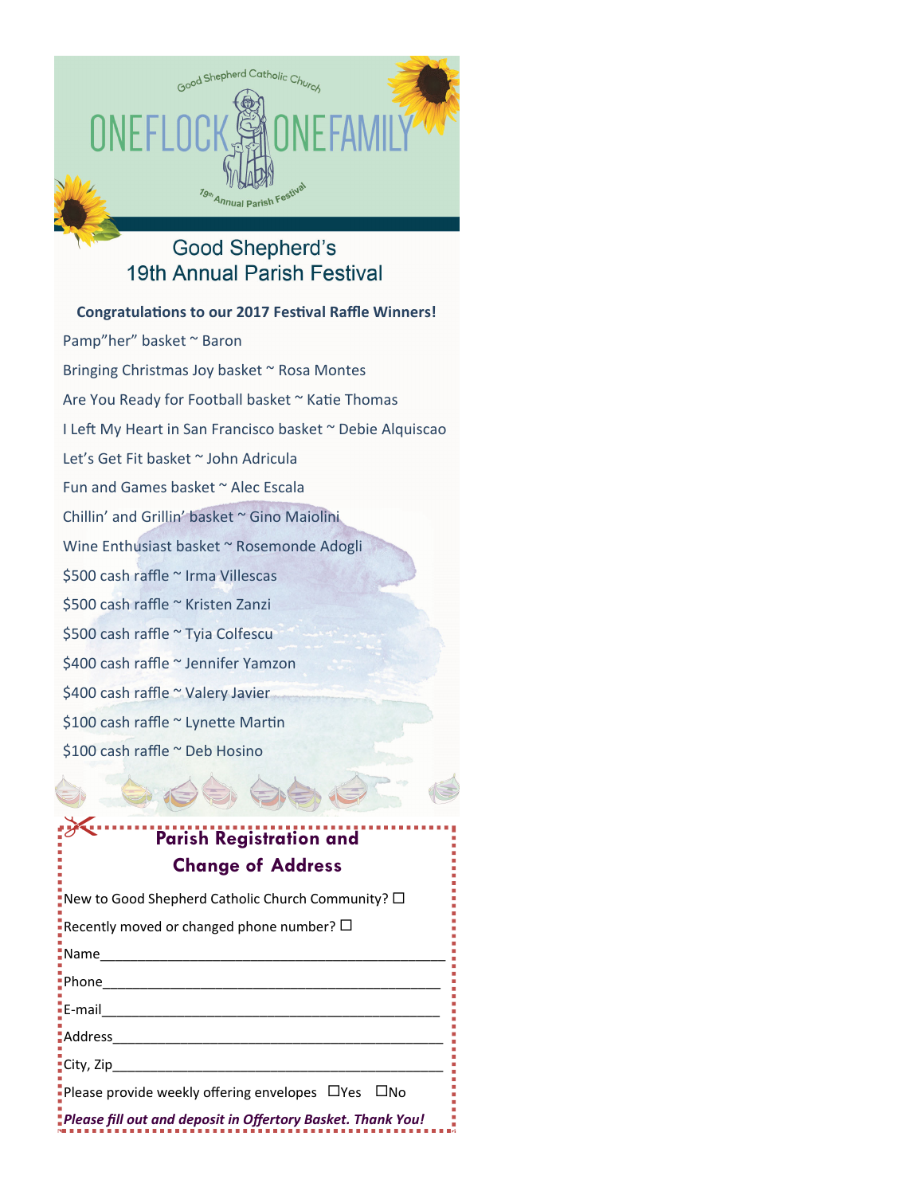Good Shepherd Catholic Church

ONEFLOCK ONEFAMILY

19th Annual Parish Festival

# Good Shepherd's 19th Annual Parish Festival

**Congratulations to our 2017 Festival Raffle Winners!**

Pamp"her" basket ~ Baron

Bringing Christmas Joy basket ~ Rosa Montes

Are You Ready for Football basket ~ Katie Thomas

I Left My Heart in San Francisco basket ~ Debie Alquiscao

Let's Get Fit basket ~ John Adricula

Fun and Games basket ~ Alec Escala

Chillin' and Grillin' basket ~ Gino Maiolini

Wine Enthusiast basket ~ Rosemonde Adogli

$500 cash raffle ~ Irma Villescas

$500 cash raffle ~ Kristen Zanzi

$500 cash raffle ~ Tyia Colfescu

$400 cash raffle ~ Jennifer Yamzon

$400 cash raffle ~ Valery Javier

$100 cash raffle ~ Lynette Martin

$100 cash raffle ~ Deb Hosino

## Parish Registration and Change of Address

New to Good Shepherd Catholic Church Community? ☐

Recently moved or changed phone number? ☐

Name_______________________________________________

Phone______________________________________________

E-mail______________________________________________

Address_____________________________________________

City, Zip____________________________________________

Please provide weekly offering envelopes ☐Yes ☐No

***Please fill out and deposit in Offertory Basket. Thank You!***